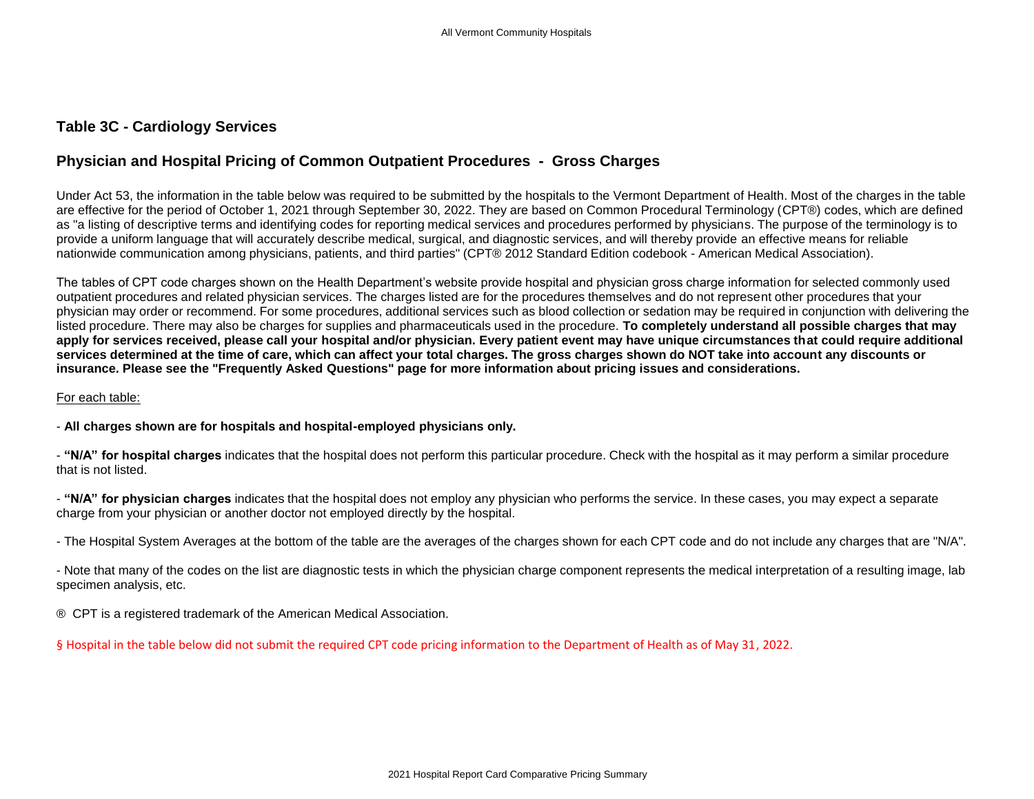## Table 3C - Cardiology Services

## Physician and Hospital Pricing of Common Outpatient Procedures - Gross Charges

Under Act 53, the information in the table below was required to be submitted by the hospitals to the Vermont Department of Health. Most of the charges in the table are effective for the period of October 1, 2021 through September 30, 2022. They are based on Common Procedural Terminology (CPT®) codes, which are defined as "a listing of descriptive terms and identifying codes for reporting medical services and procedures performed by physicians. The purpose of the terminology is to provide a uniform language that will accurately describe medical, surgical, and diagnostic services, and will thereby provide an effective means for reliable nationwide communication among physicians, patients, and third parties" (CPT® 2012 Standard Edition codebook - American Medical Association).

The tables of CPT code charges shown on the Health Department's website provide hospital and physician gross charge information for selected commonly used outpatient procedures and related physician services. The charges listed are for the procedures themselves and do not represent other procedures that your physician may order or recommend. For some procedures, additional services such as blood collection or sedation may be required in conjunction with delivering the listed procedure. There may also be charges for supplies and pharmaceuticals used in the procedure. **To completely understand all possible charges that may apply for services received, please call your hospital and/or physician. Every patient event may have unique circumstances that could require additional services determined at the time of care, which can affect your total charges. The gross charges shown do NOT take into account any discounts or insurance. Please see the "Frequently Asked Questions" page for more information about pricing issues and considerations.**

For each table:

- **All charges shown are for hospitals and hospital-employed physicians only.**

- **"N/A" for hospital charges** indicates that the hospital does not perform this particular procedure. Check with the hospital as it may perform a similar procedure that is not listed.

- **"N/A" for physician charges** indicates that the hospital does not employ any physician who performs the service. In these cases, you may expect a separate charge from your physician or another doctor not employed directly by the hospital.

- The Hospital System Averages at the bottom of the table are the averages of the charges shown for each CPT code and do not include any charges that are "N/A".

- Note that many of the codes on the list are diagnostic tests in which the physician charge component represents the medical interpretation of a resulting image, lab specimen analysis, etc.

® CPT is a registered trademark of the American Medical Association.

§ Hospital in the table below did not submit the required CPT code pricing information to the Department of Health as of May 31, 2022.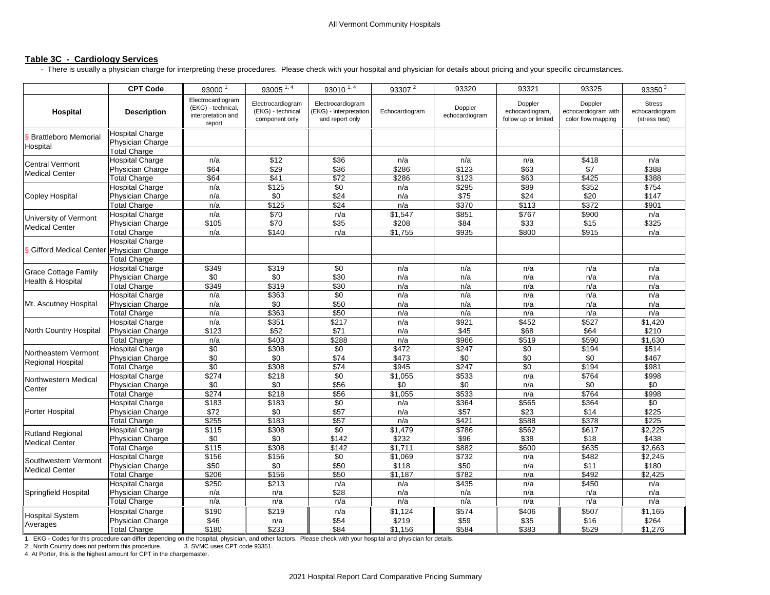## Table 3C - Cardiology Services

- There is usually a physician charge for interpreting these procedures. Please check with your hospital and physician for details about pricing and your specific circumstances.

| Hospital | CPT Code | 93000 [1] | 93005 [1, 4] | 93010 [1, 4] | 93307 [2] | 93320 | 93321 | 93325 | 93350 [3] |
|---|---|---|---|---|---|---|---|---|---|
| | Description | Electrocardiogram (EKG) - technical, interpretation and report | Electrocardiogram (EKG) - technical component only | Electrocardiogram (EKG) - interpretation and report only | Echocardiogram | Doppler echocardiogram | Doppler echocardiogram, follow up or limited | Doppler echocardiogram with color flow mapping | Stress echocardiogram (stress test) |
| § Brattleboro Memorial Hospital | Hospital Charge | | | | | | | | |
| | Physician Charge | | | | | | | | |
| | Total Charge | | | | | | | | |
| Central Vermont Medical Center | Hospital Charge | n/a | $12 | $36 | n/a | n/a | n/a | $418 | n/a |
| | Physician Charge | $64 | $29 | $36 | $286 | $123 | $63 | $7 | $388 |
| | Total Charge | $64 | $41 | $72 | $286 | $123 | $63 | $425 | $388 |
| Copley Hospital | Hospital Charge | n/a | $125 | $0 | n/a | $295 | $89 | $352 | $754 |
| | Physician Charge | n/a | $0 | $24 | n/a | $75 | $24 | $20 | $147 |
| | Total Charge | n/a | $125 | $24 | n/a | $370 | $113 | $372 | $901 |
| University of Vermont Medical Center | Hospital Charge | n/a | $70 | n/a | $1,547 | $851 | $767 | $900 | n/a |
| | Physician Charge | $105 | $70 | $35 | $208 | $84 | $33 | $15 | $325 |
| | Total Charge | n/a | $140 | n/a | $1,755 | $935 | $800 | $915 | n/a |
| § Gifford Medical Center | Hospital Charge | | | | | | | | |
| | Physician Charge | | | | | | | | |
| | Total Charge | | | | | | | | |
| Grace Cottage Family Health & Hospital | Hospital Charge | $349 | $319 | $0 | n/a | n/a | n/a | n/a | n/a |
| | Physician Charge | $0 | $0 | $30 | n/a | n/a | n/a | n/a | n/a |
| | Total Charge | $349 | $319 | $30 | n/a | n/a | n/a | n/a | n/a |
| Mt. Ascutney Hospital | Hospital Charge | n/a | $363 | $0 | n/a | n/a | n/a | n/a | n/a |
| | Physician Charge | n/a | $0 | $50 | n/a | n/a | n/a | n/a | n/a |
| | Total Charge | n/a | $363 | $50 | n/a | n/a | n/a | n/a | n/a |
| North Country Hospital | Hospital Charge | n/a | $351 | $217 | n/a | $921 | $452 | $527 | $1,420 |
| | Physician Charge | $123 | $52 | $71 | n/a | $45 | $68 | $64 | $210 |
| | Total Charge | n/a | $403 | $288 | n/a | $966 | $519 | $590 | $1,630 |
| Northeastern Vermont Regional Hospital | Hospital Charge | $0 | $308 | $0 | $472 | $247 | $0 | $194 | $514 |
| | Physician Charge | $0 | $0 | $74 | $473 | $0 | $0 | $0 | $467 |
| | Total Charge | $0 | $308 | $74 | $945 | $247 | $0 | $194 | $981 |
| Northwestern Medical Center | Hospital Charge | $274 | $218 | $0 | $1,055 | $533 | n/a | $764 | $998 |
| | Physician Charge | $0 | $0 | $56 | $0 | $0 | n/a | $0 | $0 |
| | Total Charge | $274 | $218 | $56 | $1,055 | $533 | n/a | $764 | $998 |
| Porter Hospital | Hospital Charge | $183 | $183 | $0 | n/a | $364 | $565 | $364 | $0 |
| | Physician Charge | $72 | $0 | $57 | n/a | $57 | $23 | $14 | $225 |
| | Total Charge | $255 | $183 | $57 | n/a | $421 | $588 | $378 | $225 |
| Rutland Regional Medical Center | Hospital Charge | $115 | $308 | $0 | $1,479 | $786 | $562 | $617 | $2,225 |
| | Physician Charge | $0 | $0 | $142 | $232 | $96 | $38 | $18 | $438 |
| | Total Charge | $115 | $308 | $142 | $1,711 | $882 | $600 | $635 | $2,663 |
| Southwestern Vermont Medical Center | Hospital Charge | $156 | $156 | $0 | $1,069 | $732 | n/a | $482 | $2,245 |
| | Physician Charge | $50 | $0 | $50 | $118 | $50 | n/a | $11 | $180 |
| | Total Charge | $206 | $156 | $50 | $1,187 | $782 | n/a | $492 | $2,425 |
| Springfield Hospital | Hospital Charge | $250 | $213 | n/a | n/a | $435 | n/a | $450 | n/a |
| | Physician Charge | n/a | $28 | n/a | n/a | n/a | n/a | n/a | n/a |
| | Total Charge | n/a | n/a | n/a | n/a | n/a | n/a | n/a | n/a |
| Hospital System Averages | Hospital Charge | $190 | $219 | n/a | $1,124 | $574 | $406 | $507 | $1,165 |
| | Physician Charge | $46 | n/a | $54 | $219 | $59 | $35 | $16 | $264 |
| | Total Charge | $180 | $233 | $84 | $1,156 | $584 | $383 | $529 | $1,276 |

1. EKG - Codes for this procedure can differ depending on the hospital, physician, and other factors. Please check with your hospital and physician for details.
2. North Country does not perform this procedure.
3. SVMC uses CPT code 93351.
4. At Porter, this is the highest amount for CPT in the chargemaster.